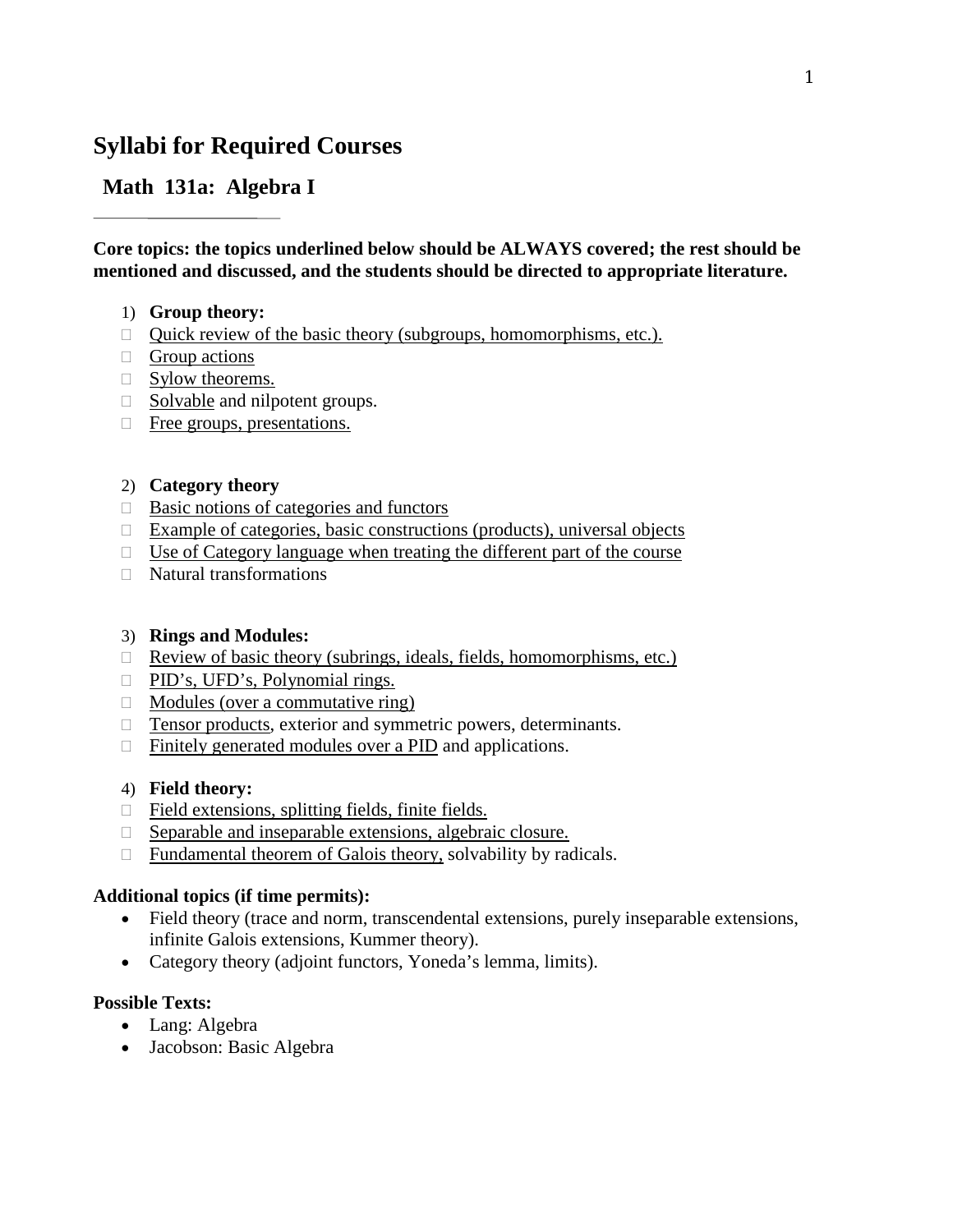# Syllabi for Required Courses

## Math 131a: Algebra I

**Core topics: the topics underlined below should be ALWAYS covered; the rest should be mentioned and discussed, and the students should be directed to appropriate literature.**

1) **Group theory:**
   - <u>Quick review of the basic theory (subgroups, homomorphisms, etc.).</u>
   - <u>Group actions</u>
   - <u>Sylow theorems.</u>
   - <u>Solvable</u> and nilpotent groups.
   - <u>Free groups, presentations.</u>

2) **Category theory**
   - <u>Basic notions of categories and functors</u>
   - <u>Example of categories, basic constructions (products), universal objects</u>
   - <u>Use of Category language when treating the different part of the course</u>
   - Natural transformations

3) **Rings and Modules:**
   - <u>Review of basic theory (subrings, ideals, fields, homomorphisms, etc.)</u>
   - <u>PID's, UFD's, Polynomial rings.</u>
   - <u>Modules (over a commutative ring)</u>
   - <u>Tensor products</u>, exterior and symmetric powers, determinants.
   - <u>Finitely generated modules over a PID</u> and applications.

4) **Field theory:**
   - <u>Field extensions, splitting fields, finite fields.</u>
   - <u>Separable and inseparable extensions, algebraic closure.</u>
   - <u>Fundamental theorem of Galois theory,</u> solvability by radicals.

**Additional topics (if time permits):**

- Field theory (trace and norm, transcendental extensions, purely inseparable extensions, infinite Galois extensions, Kummer theory).
- Category theory (adjoint functors, Yoneda's lemma, limits).

**Possible Texts:**

- Lang: Algebra
- Jacobson: Basic Algebra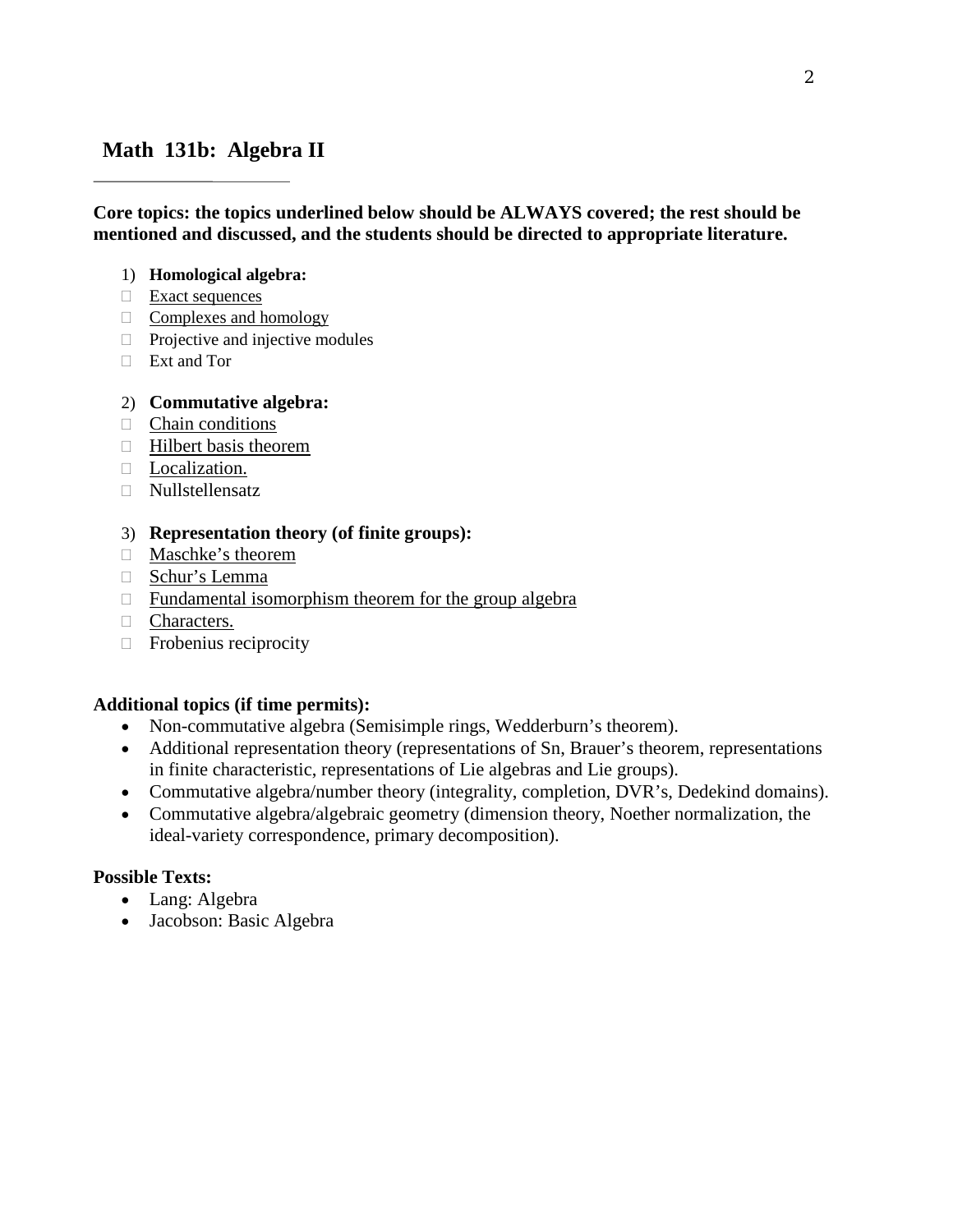## Math 131b: Algebra II

**Core topics: the topics underlined below should be ALWAYS covered; the rest should be mentioned and discussed, and the students should be directed to appropriate literature.**

1) **Homological algebra:**
- <u>Exact sequences</u>
- <u>Complexes and homology</u>
- Projective and injective modules
- Ext and Tor

2) **Commutative algebra:**
- <u>Chain conditions</u>
- <u>Hilbert basis theorem</u>
- <u>Localization.</u>
- Nullstellensatz

3) **Representation theory (of finite groups):**
- <u>Maschke's theorem</u>
- <u>Schur's Lemma</u>
- <u>Fundamental isomorphism theorem for the group algebra</u>
- <u>Characters.</u>
- Frobenius reciprocity

**Additional topics (if time permits):**
- Non-commutative algebra (Semisimple rings, Wedderburn's theorem).
- Additional representation theory (representations of Sn, Brauer's theorem, representations in finite characteristic, representations of Lie algebras and Lie groups).
- Commutative algebra/number theory (integrality, completion, DVR's, Dedekind domains).
- Commutative algebra/algebraic geometry (dimension theory, Noether normalization, the ideal-variety correspondence, primary decomposition).

**Possible Texts:**
- Lang: Algebra
- Jacobson: Basic Algebra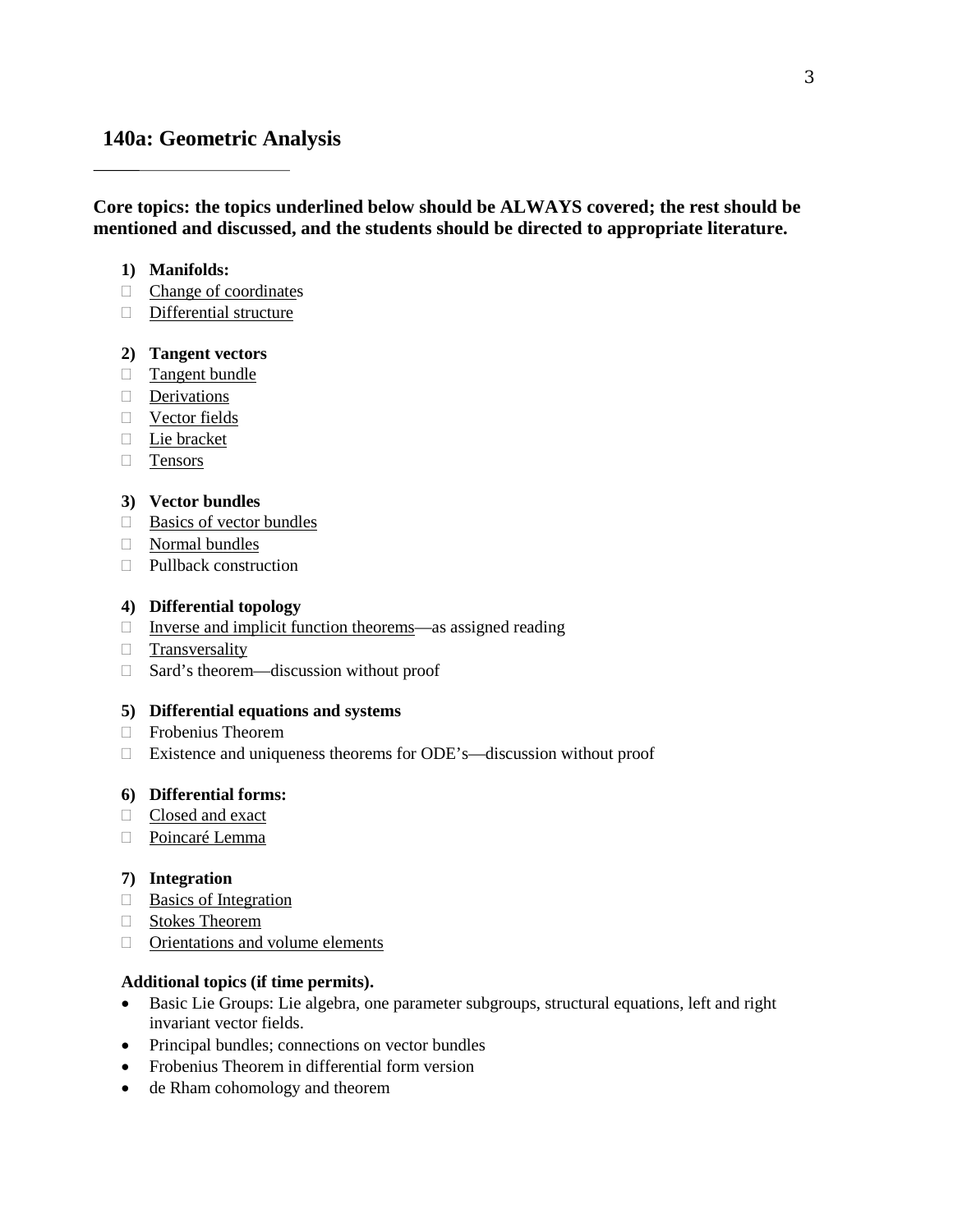# 140a: Geometric Analysis

**Core topics: the topics underlined below should be ALWAYS covered; the rest should be mentioned and discussed, and the students should be directed to appropriate literature.**

**1) Manifolds:**

- <u>Change of coordinates</u>
- <u>Differential structure</u>

**2) Tangent vectors**

- <u>Tangent bundle</u>
- <u>Derivations</u>
- <u>Vector fields</u>
- <u>Lie bracket</u>
- <u>Tensors</u>

**3) Vector bundles**

- <u>Basics of vector bundles</u>
- <u>Normal bundles</u>
- Pullback construction

**4) Differential topology**

- <u>Inverse and implicit function theorems</u>—as assigned reading
- <u>Transversality</u>
- Sard's theorem—discussion without proof

**5) Differential equations and systems**

- Frobenius Theorem
- Existence and uniqueness theorems for ODE's—discussion without proof

**6) Differential forms:**

- <u>Closed and exact</u>
- <u>Poincaré Lemma</u>

**7) Integration**

- <u>Basics of Integration</u>
- <u>Stokes Theorem</u>
- <u>Orientations and volume elements</u>

**Additional topics (if time permits).**

- Basic Lie Groups: Lie algebra, one parameter subgroups, structural equations, left and right invariant vector fields.
- Principal bundles; connections on vector bundles
- Frobenius Theorem in differential form version
- de Rham cohomology and theorem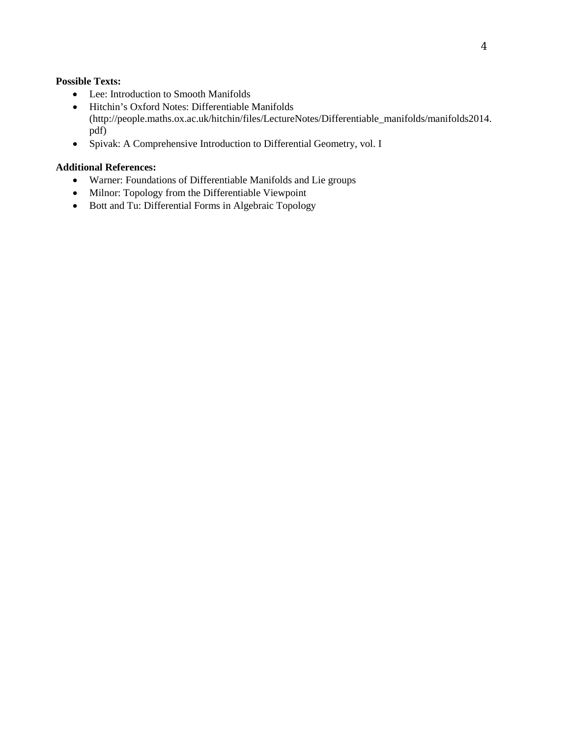**Possible Texts:**

- Lee: Introduction to Smooth Manifolds
- Hitchin's Oxford Notes: Differentiable Manifolds (http://people.maths.ox.ac.uk/hitchin/files/LectureNotes/Differentiable_manifolds/manifolds2014.pdf)
- Spivak: A Comprehensive Introduction to Differential Geometry, vol. I

**Additional References:**

- Warner: Foundations of Differentiable Manifolds and Lie groups
- Milnor: Topology from the Differentiable Viewpoint
- Bott and Tu: Differential Forms in Algebraic Topology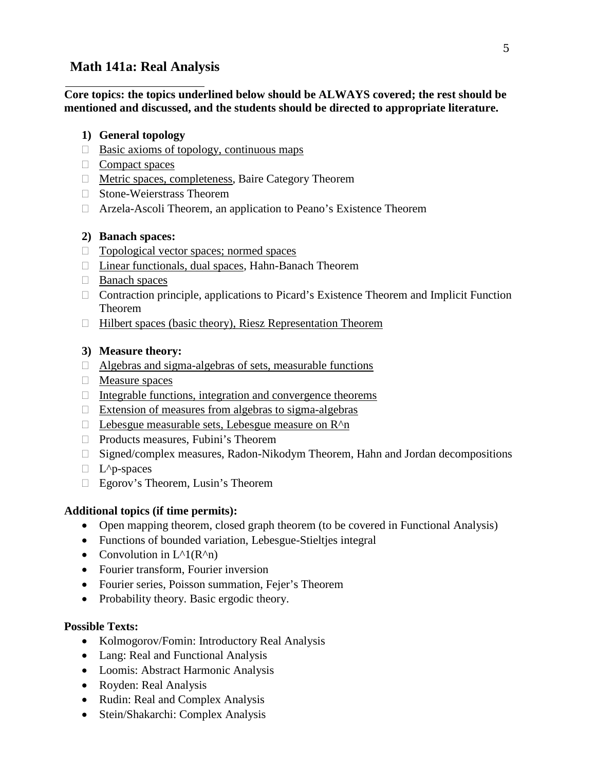## Math 141a: Real Analysis

**Core topics: the topics underlined below should be ALWAYS covered; the rest should be mentioned and discussed, and the students should be directed to appropriate literature.**

1) **General topology**
   - <u>Basic axioms of topology, continuous maps</u>
   - <u>Compact spaces</u>
   - <u>Metric spaces, completeness</u>, Baire Category Theorem
   - Stone-Weierstrass Theorem
   - Arzela-Ascoli Theorem, an application to Peano's Existence Theorem

2) **Banach spaces:**
   - <u>Topological vector spaces; normed spaces</u>
   - <u>Linear functionals, dual spaces</u>, Hahn-Banach Theorem
   - <u>Banach spaces</u>
   - Contraction principle, applications to Picard's Existence Theorem and Implicit Function Theorem
   - <u>Hilbert spaces (basic theory), Riesz Representation Theorem</u>

3) **Measure theory:**
   - <u>Algebras and sigma-algebras of sets, measurable functions</u>
   - <u>Measure spaces</u>
   - <u>Integrable functions, integration and convergence theorems</u>
   - <u>Extension of measures from algebras to sigma-algebras</u>
   - <u>Lebesgue measurable sets, Lebesgue measure on R^n</u>
   - Products measures, Fubini's Theorem
   - Signed/complex measures, Radon-Nikodym Theorem, Hahn and Jordan decompositions
   - L^p-spaces
   - Egorov's Theorem, Lusin's Theorem

**Additional topics (if time permits):**

- Open mapping theorem, closed graph theorem (to be covered in Functional Analysis)
- Functions of bounded variation, Lebesgue-Stieltjes integral
- Convolution in L^1(R^n)
- Fourier transform, Fourier inversion
- Fourier series, Poisson summation, Fejer's Theorem
- Probability theory. Basic ergodic theory.

**Possible Texts:**

- Kolmogorov/Fomin: Introductory Real Analysis
- Lang: Real and Functional Analysis
- Loomis: Abstract Harmonic Analysis
- Royden: Real Analysis
- Rudin: Real and Complex Analysis
- Stein/Shakarchi: Complex Analysis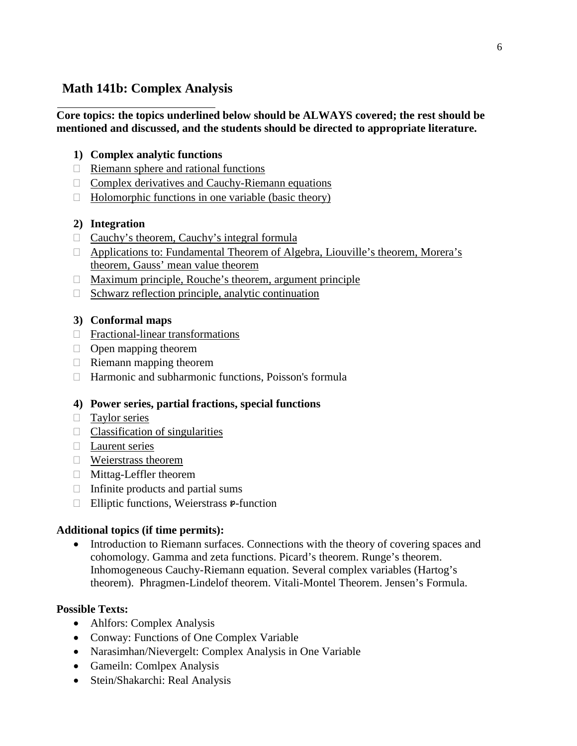## Math 141b: Complex Analysis

**Core topics: the topics underlined below should be ALWAYS covered; the rest should be mentioned and discussed, and the students should be directed to appropriate literature.**

**1) Complex analytic functions**

- <u>Riemann sphere and rational functions</u>
- <u>Complex derivatives and Cauchy-Riemann equations</u>
- <u>Holomorphic functions in one variable (basic theory)</u>

**2) Integration**

- <u>Cauchy's theorem, Cauchy's integral formula</u>
- <u>Applications to: Fundamental Theorem of Algebra, Liouville's theorem, Morera's theorem, Gauss' mean value theorem</u>
- <u>Maximum principle, Rouche's theorem, argument principle</u>
- <u>Schwarz reflection principle, analytic continuation</u>

**3) Conformal maps**

- <u>Fractional-linear transformations</u>
- Open mapping theorem
- Riemann mapping theorem
- Harmonic and subharmonic functions, Poisson's formula

**4) Power series, partial fractions, special functions**

- <u>Taylor series</u>
- <u>Classification of singularities</u>
- <u>Laurent series</u>
- <u>Weierstrass theorem</u>
- Mittag-Leffler theorem
- Infinite products and partial sums
- Elliptic functions, Weierstrass $\wp$-function

**Additional topics (if time permits):**

- Introduction to Riemann surfaces. Connections with the theory of covering spaces and cohomology. Gamma and zeta functions. Picard's theorem. Runge's theorem. Inhomogeneous Cauchy-Riemann equation. Several complex variables (Hartog's theorem). Phragmen-Lindelof theorem. Vitali-Montel Theorem. Jensen's Formula.

**Possible Texts:**

- Ahlfors: Complex Analysis
- Conway: Functions of One Complex Variable
- Narasimhan/Nievergelt: Complex Analysis in One Variable
- Gameiln: Comlpex Analysis
- Stein/Shakarchi: Real Analysis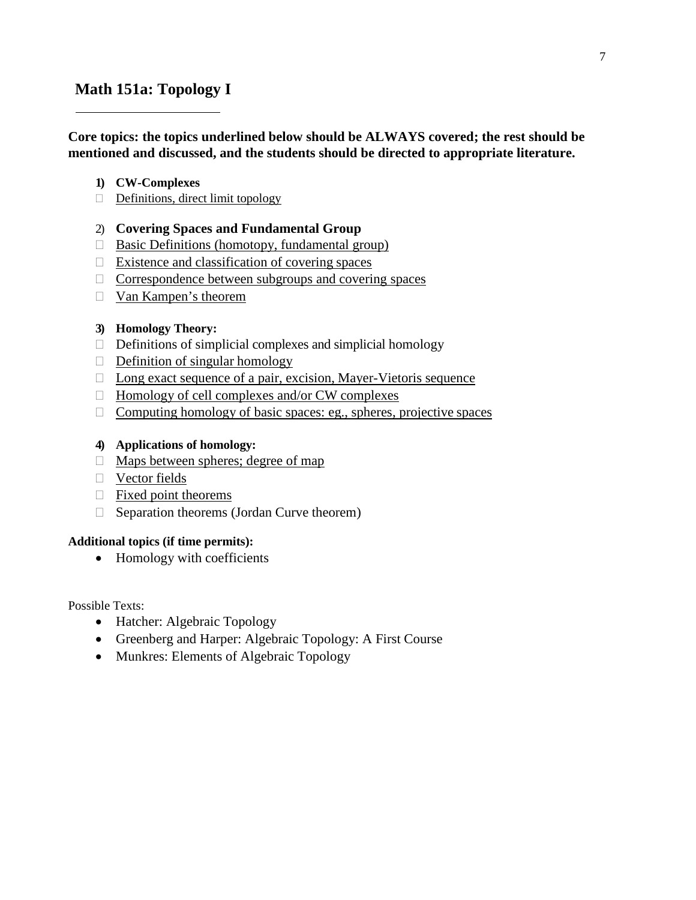## Math 151a: Topology I

**Core topics: the topics underlined below should be ALWAYS covered; the rest should be mentioned and discussed, and the students should be directed to appropriate literature.**

**1) CW-Complexes**

- <u>Definitions, direct limit topology</u>

2) **Covering Spaces and Fundamental Group**

- <u>Basic Definitions (homotopy, fundamental group)</u>
- <u>Existence and classification of covering spaces</u>
- <u>Correspondence between subgroups and covering spaces</u>
- <u>Van Kampen's theorem</u>

**3) Homology Theory:**

- Definitions of simplicial complexes and simplicial homology
- <u>Definition of singular homology</u>
- <u>Long exact sequence of a pair, excision, Mayer-Vietoris sequence</u>
- <u>Homology of cell complexes and/or CW complexes</u>
- <u>Computing homology of basic spaces: eg., spheres, projective spaces</u>

**4) Applications of homology:**

- <u>Maps between spheres; degree of map</u>
- <u>Vector fields</u>
- <u>Fixed point theorems</u>
- Separation theorems (Jordan Curve theorem)

**Additional topics (if time permits):**

- Homology with coefficients

Possible Texts:

- Hatcher: Algebraic Topology
- Greenberg and Harper: Algebraic Topology: A First Course
- Munkres: Elements of Algebraic Topology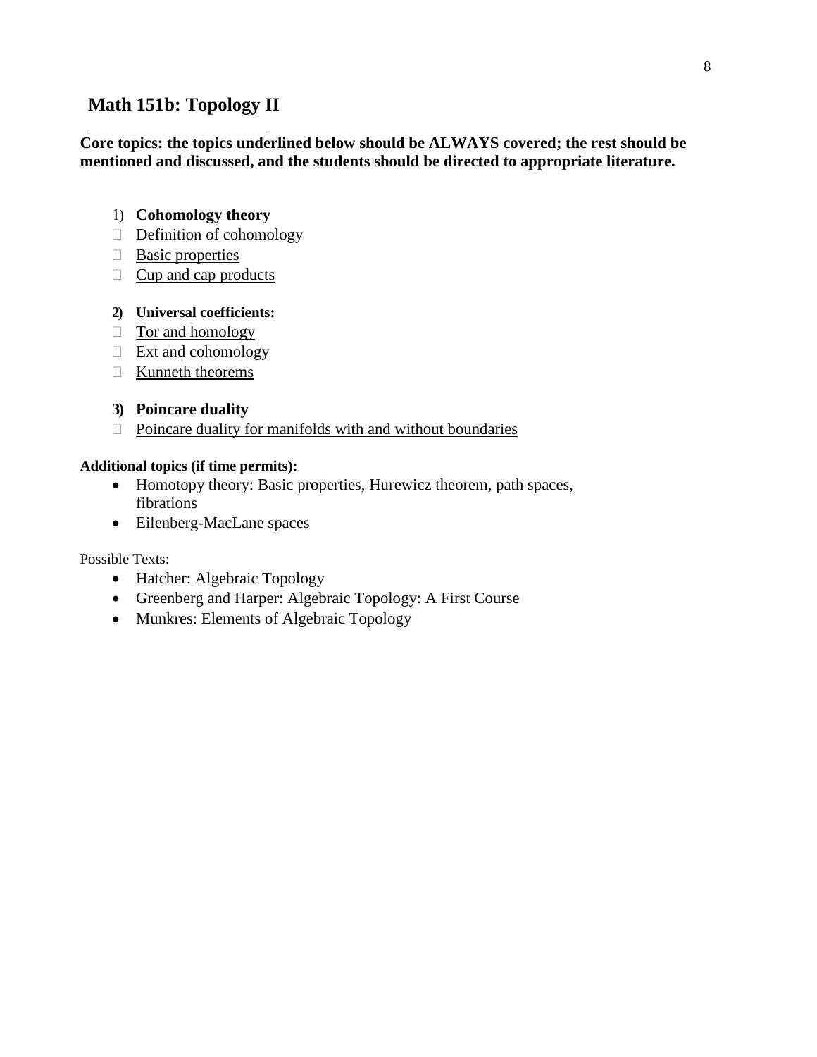## Math 151b: Topology II

**Core topics: the topics underlined below should be ALWAYS covered; the rest should be mentioned and discussed, and the students should be directed to appropriate literature.**

1) **Cohomology theory**
- <u>Definition of cohomology</u>
- <u>Basic properties</u>
- <u>Cup and cap products</u>

2) **Universal coefficients:**
- <u>Tor and homology</u>
- <u>Ext and cohomology</u>
- <u>Kunneth theorems</u>

3) **Poincare duality**
- <u>Poincare duality for manifolds with and without boundaries</u>

**Additional topics (if time permits):**

- Homotopy theory: Basic properties, Hurewicz theorem, path spaces, fibrations
- Eilenberg-MacLane spaces

Possible Texts:

- Hatcher: Algebraic Topology
- Greenberg and Harper: Algebraic Topology: A First Course
- Munkres: Elements of Algebraic Topology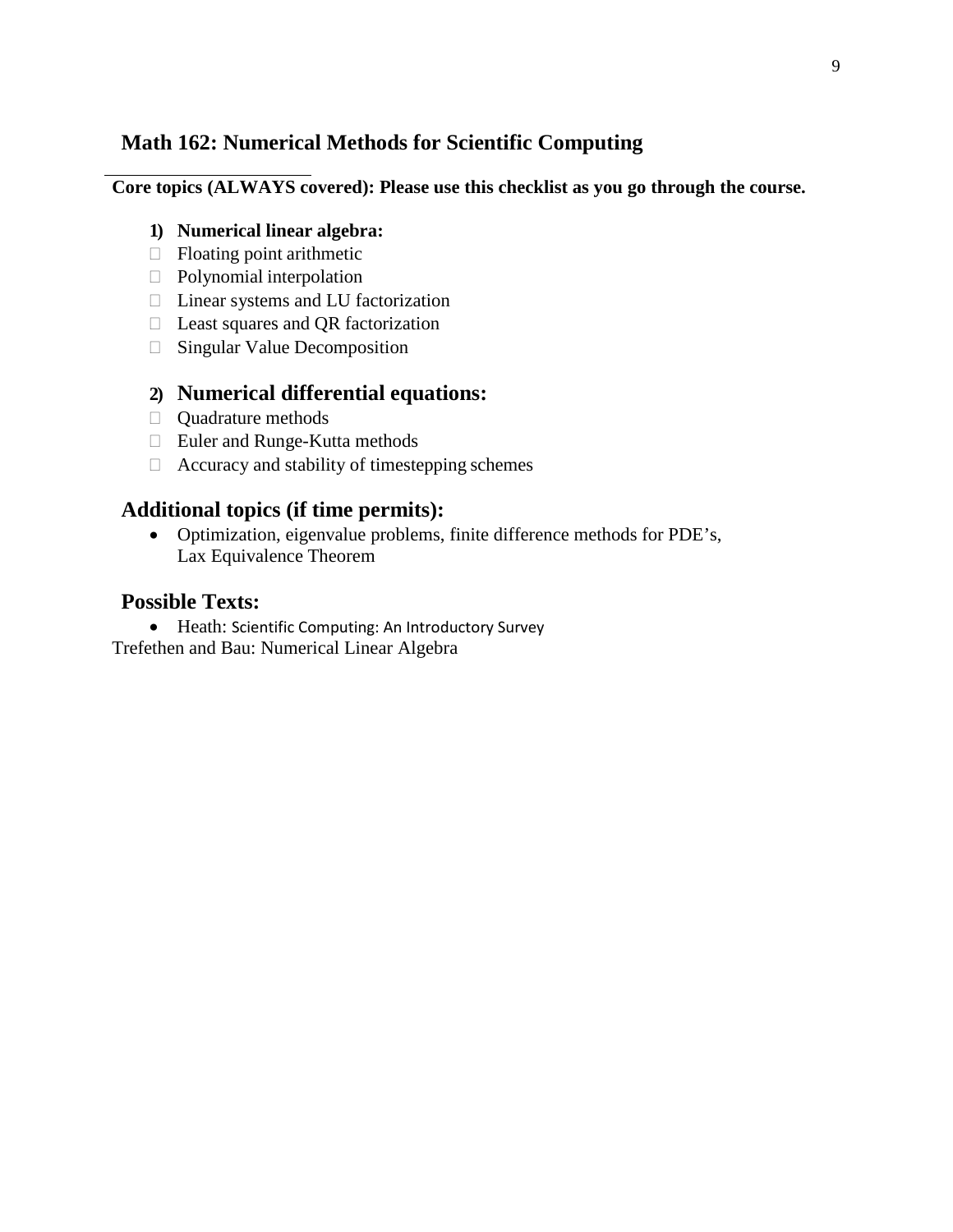## Math 162: Numerical Methods for Scientific Computing

**Core topics (ALWAYS covered): Please use this checklist as you go through the course.**

### 1) Numerical linear algebra:

- ☐ Floating point arithmetic
- ☐ Polynomial interpolation
- ☐ Linear systems and LU factorization
- ☐ Least squares and QR factorization
- ☐ Singular Value Decomposition

### 2) Numerical differential equations:

- ☐ Quadrature methods
- ☐ Euler and Runge-Kutta methods
- ☐ Accuracy and stability of timestepping schemes

### Additional topics (if time permits):

- Optimization, eigenvalue problems, finite difference methods for PDE's, Lax Equivalence Theorem

### Possible Texts:

- Heath: Scientific Computing: An Introductory Survey

Trefethen and Bau: Numerical Linear Algebra